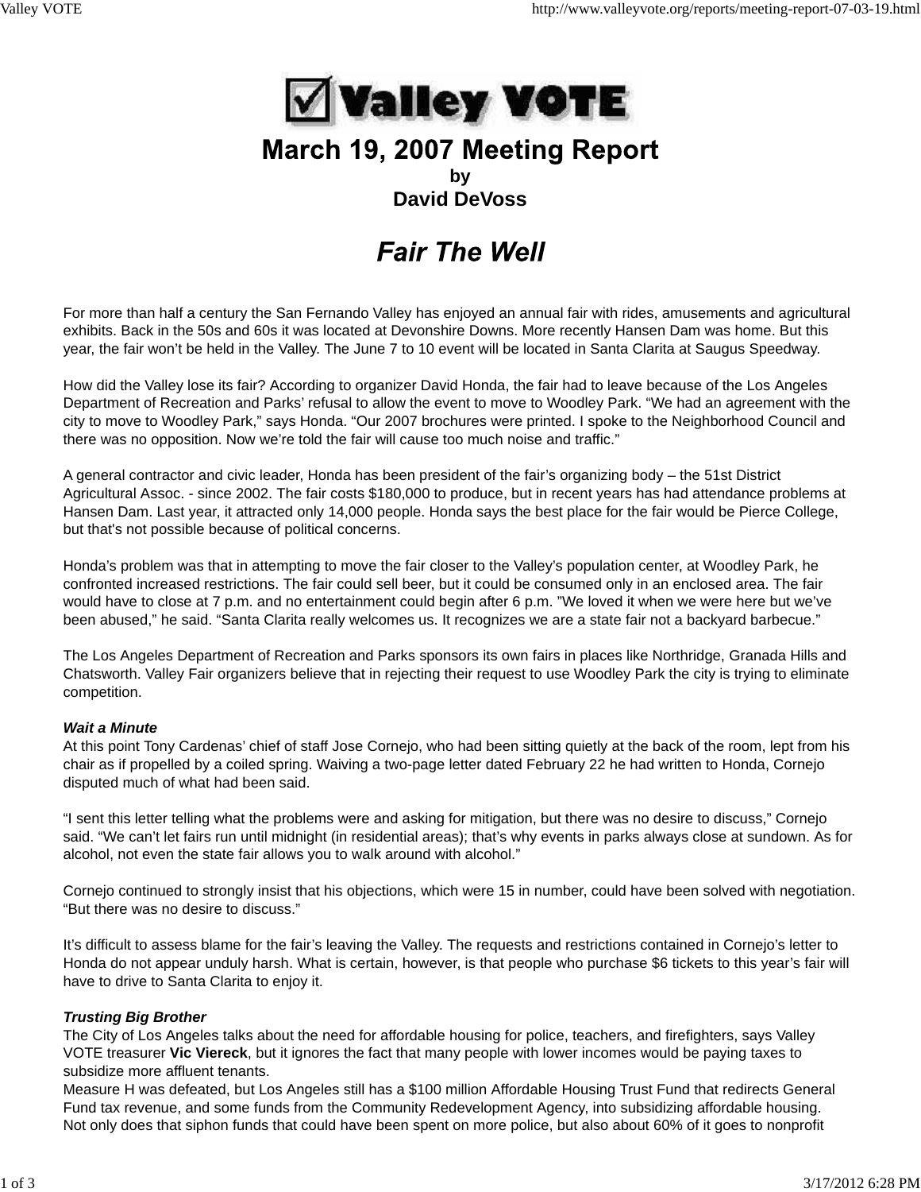# Valley VOTE

## March 19, 2007 Meeting Report

**by**

**David DeVoss**

# *Fair The Well*

For more than half a century the San Fernando Valley has enjoyed an annual fair with rides, amusements and agricultural exhibits. Back in the 50s and 60s it was located at Devonshire Downs. More recently Hansen Dam was home. But this year, the fair won't be held in the Valley. The June 7 to 10 event will be located in Santa Clarita at Saugus Speedway.

How did the Valley lose its fair? According to organizer David Honda, the fair had to leave because of the Los Angeles Department of Recreation and Parks' refusal to allow the event to move to Woodley Park. "We had an agreement with the city to move to Woodley Park," says Honda. "Our 2007 brochures were printed. I spoke to the Neighborhood Council and there was no opposition. Now we're told the fair will cause too much noise and traffic."

A general contractor and civic leader, Honda has been president of the fair's organizing body – the 51st District Agricultural Assoc. - since 2002. The fair costs $180,000 to produce, but in recent years has had attendance problems at Hansen Dam. Last year, it attracted only 14,000 people. Honda says the best place for the fair would be Pierce College, but that's not possible because of political concerns.

Honda's problem was that in attempting to move the fair closer to the Valley's population center, at Woodley Park, he confronted increased restrictions. The fair could sell beer, but it could be consumed only in an enclosed area. The fair would have to close at 7 p.m. and no entertainment could begin after 6 p.m. "We loved it when we were here but we've been abused," he said. "Santa Clarita really welcomes us. It recognizes we are a state fair not a backyard barbecue."

The Los Angeles Department of Recreation and Parks sponsors its own fairs in places like Northridge, Granada Hills and Chatsworth. Valley Fair organizers believe that in rejecting their request to use Woodley Park the city is trying to eliminate competition.

***Wait a Minute***

At this point Tony Cardenas' chief of staff Jose Cornejo, who had been sitting quietly at the back of the room, lept from his chair as if propelled by a coiled spring. Waiving a two-page letter dated February 22 he had written to Honda, Cornejo disputed much of what had been said.

"I sent this letter telling what the problems were and asking for mitigation, but there was no desire to discuss," Cornejo said. "We can't let fairs run until midnight (in residential areas); that's why events in parks always close at sundown. As for alcohol, not even the state fair allows you to walk around with alcohol."

Cornejo continued to strongly insist that his objections, which were 15 in number, could have been solved with negotiation. "But there was no desire to discuss."

It's difficult to assess blame for the fair's leaving the Valley. The requests and restrictions contained in Cornejo's letter to Honda do not appear unduly harsh. What is certain, however, is that people who purchase $6 tickets to this year's fair will have to drive to Santa Clarita to enjoy it.

***Trusting Big Brother***

The City of Los Angeles talks about the need for affordable housing for police, teachers, and firefighters, says Valley VOTE treasurer **Vic Viereck**, but it ignores the fact that many people with lower incomes would be paying taxes to subsidize more affluent tenants.

Measure H was defeated, but Los Angeles still has a $100 million Affordable Housing Trust Fund that redirects General Fund tax revenue, and some funds from the Community Redevelopment Agency, into subsidizing affordable housing. Not only does that siphon funds that could have been spent on more police, but also about 60% of it goes to nonprofit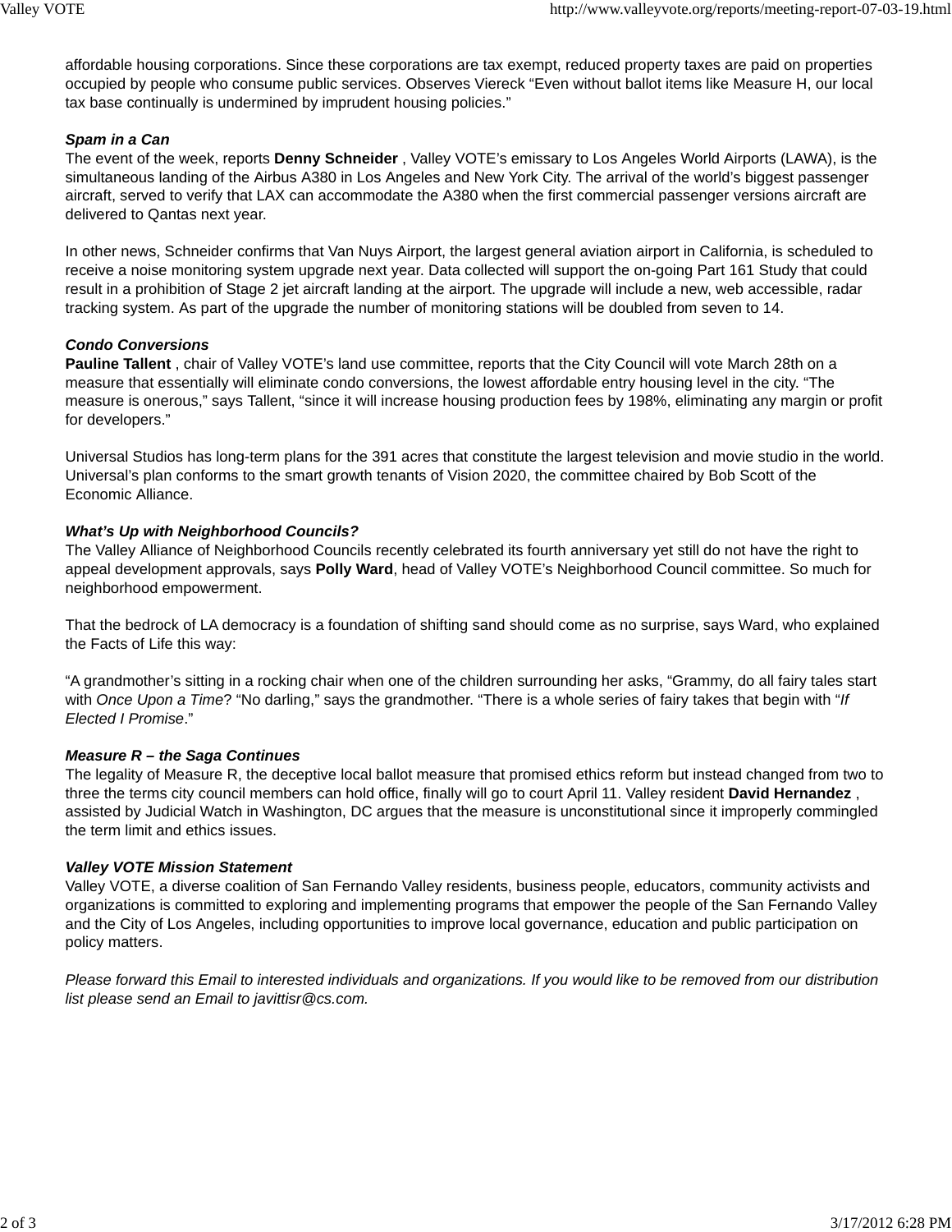affordable housing corporations. Since these corporations are tax exempt, reduced property taxes are paid on properties occupied by people who consume public services. Observes Viereck "Even without ballot items like Measure H, our local tax base continually is undermined by imprudent housing policies."

***Spam in a Can***
The event of the week, reports **Denny Schneider** , Valley VOTE's emissary to Los Angeles World Airports (LAWA), is the simultaneous landing of the Airbus A380 in Los Angeles and New York City. The arrival of the world's biggest passenger aircraft, served to verify that LAX can accommodate the A380 when the first commercial passenger versions aircraft are delivered to Qantas next year.

In other news, Schneider confirms that Van Nuys Airport, the largest general aviation airport in California, is scheduled to receive a noise monitoring system upgrade next year. Data collected will support the on-going Part 161 Study that could result in a prohibition of Stage 2 jet aircraft landing at the airport. The upgrade will include a new, web accessible, radar tracking system. As part of the upgrade the number of monitoring stations will be doubled from seven to 14.

***Condo Conversions***
**Pauline Tallent** , chair of Valley VOTE's land use committee, reports that the City Council will vote March 28th on a measure that essentially will eliminate condo conversions, the lowest affordable entry housing level in the city. "The measure is onerous," says Tallent, "since it will increase housing production fees by 198%, eliminating any margin or profit for developers."

Universal Studios has long-term plans for the 391 acres that constitute the largest television and movie studio in the world. Universal's plan conforms to the smart growth tenants of Vision 2020, the committee chaired by Bob Scott of the Economic Alliance.

***What's Up with Neighborhood Councils?***
The Valley Alliance of Neighborhood Councils recently celebrated its fourth anniversary yet still do not have the right to appeal development approvals, says **Polly Ward**, head of Valley VOTE's Neighborhood Council committee. So much for neighborhood empowerment.

That the bedrock of LA democracy is a foundation of shifting sand should come as no surprise, says Ward, who explained the Facts of Life this way:

"A grandmother's sitting in a rocking chair when one of the children surrounding her asks, "Grammy, do all fairy tales start with *Once Upon a Time*? "No darling," says the grandmother. "There is a whole series of fairy takes that begin with "*If Elected I Promise*."

***Measure R – the Saga Continues***
The legality of Measure R, the deceptive local ballot measure that promised ethics reform but instead changed from two to three the terms city council members can hold office, finally will go to court April 11. Valley resident **David Hernandez** , assisted by Judicial Watch in Washington, DC argues that the measure is unconstitutional since it improperly commingled the term limit and ethics issues.

***Valley VOTE Mission Statement***
Valley VOTE, a diverse coalition of San Fernando Valley residents, business people, educators, community activists and organizations is committed to exploring and implementing programs that empower the people of the San Fernando Valley and the City of Los Angeles, including opportunities to improve local governance, education and public participation on policy matters.

*Please forward this Email to interested individuals and organizations. If you would like to be removed from our distribution list please send an Email to javittisr@cs.com.*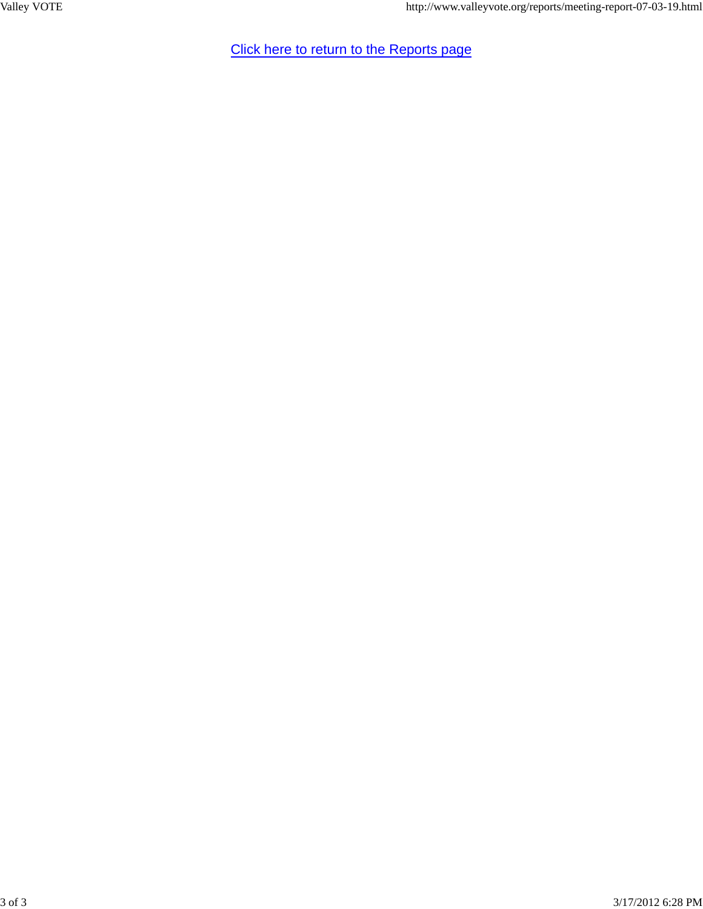Click here to return to the Reports page